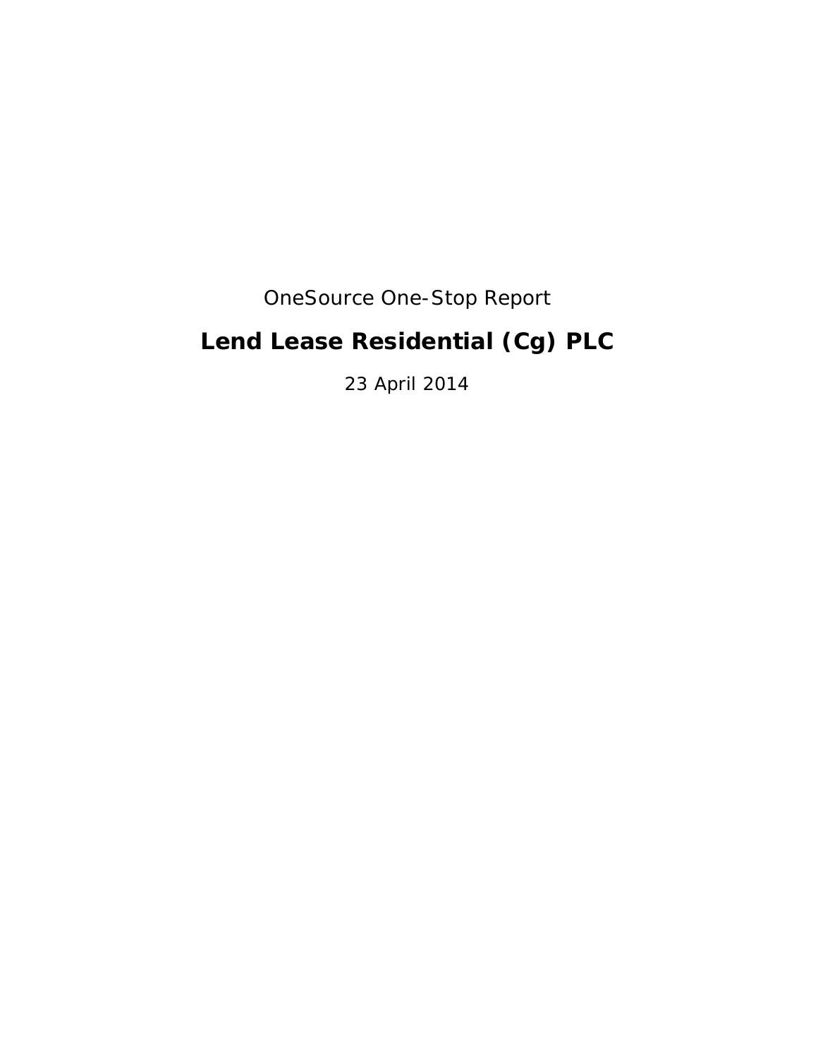OneSource One-Stop Report

# Lend Lease Residential (Cg) PLC

23 April 2014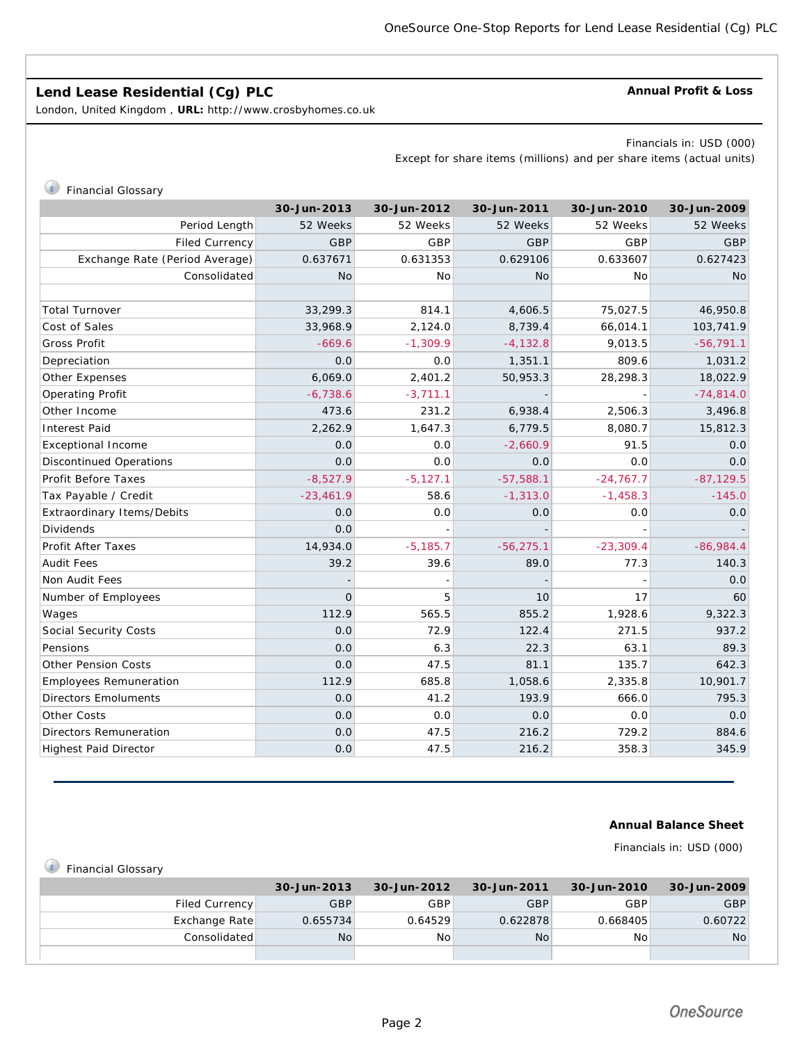## Lend Lease Residential (Cg) PLC

London, United Kingdom , **URL:** http://www.crosbyhomes.co.uk

**Annual Profit & Loss**

Financials in: USD (000)

Except for share items (millions) and per share items (actual units)

Financial Glossary

| | 30-Jun-2013 | 30-Jun-2012 | 30-Jun-2011 | 30-Jun-2010 | 30-Jun-2009 |
|---|---|---|---|---|---|
| Period Length | 52 Weeks | 52 Weeks | 52 Weeks | 52 Weeks | 52 Weeks |
| Filed Currency | GBP | GBP | GBP | GBP | GBP |
| Exchange Rate (Period Average) | 0.637671 | 0.631353 | 0.629106 | 0.633607 | 0.627423 |
| Consolidated | No | No | No | No | No |
| | | | | | |
| Total Turnover | 33,299.3 | 814.1 | 4,606.5 | 75,027.5 | 46,950.8 |
| Cost of Sales | 33,968.9 | 2,124.0 | 8,739.4 | 66,014.1 | 103,741.9 |
| Gross Profit | -669.6 | -1,309.9 | -4,132.8 | 9,013.5 | -56,791.1 |
| Depreciation | 0.0 | 0.0 | 1,351.1 | 809.6 | 1,031.2 |
| Other Expenses | 6,069.0 | 2,401.2 | 50,953.3 | 28,298.3 | 18,022.9 |
| Operating Profit | -6,738.6 | -3,711.1 | - | - | -74,814.0 |
| Other Income | 473.6 | 231.2 | 6,938.4 | 2,506.3 | 3,496.8 |
| Interest Paid | 2,262.9 | 1,647.3 | 6,779.5 | 8,080.7 | 15,812.3 |
| Exceptional Income | 0.0 | 0.0 | -2,660.9 | 91.5 | 0.0 |
| Discontinued Operations | 0.0 | 0.0 | 0.0 | 0.0 | 0.0 |
| Profit Before Taxes | -8,527.9 | -5,127.1 | -57,588.1 | -24,767.7 | -87,129.5 |
| Tax Payable / Credit | -23,461.9 | 58.6 | -1,313.0 | -1,458.3 | -145.0 |
| Extraordinary Items/Debits | 0.0 | 0.0 | 0.0 | 0.0 | 0.0 |
| Dividends | 0.0 | - | - | - | - |
| Profit After Taxes | 14,934.0 | -5,185.7 | -56,275.1 | -23,309.4 | -86,984.4 |
| Audit Fees | 39.2 | 39.6 | 89.0 | 77.3 | 140.3 |
| Non Audit Fees | - | - | - | - | 0.0 |
| Number of Employees | 0 | 5 | 10 | 17 | 60 |
| Wages | 112.9 | 565.5 | 855.2 | 1,928.6 | 9,322.3 |
| Social Security Costs | 0.0 | 72.9 | 122.4 | 271.5 | 937.2 |
| Pensions | 0.0 | 6.3 | 22.3 | 63.1 | 89.3 |
| Other Pension Costs | 0.0 | 47.5 | 81.1 | 135.7 | 642.3 |
| Employees Remuneration | 112.9 | 685.8 | 1,058.6 | 2,335.8 | 10,901.7 |
| Directors Emoluments | 0.0 | 41.2 | 193.9 | 666.0 | 795.3 |
| Other Costs | 0.0 | 0.0 | 0.0 | 0.0 | 0.0 |
| Directors Remuneration | 0.0 | 47.5 | 216.2 | 729.2 | 884.6 |
| Highest Paid Director | 0.0 | 47.5 | 216.2 | 358.3 | 345.9 |

**Annual Balance Sheet**

Financials in: USD (000)

Financial Glossary

| | 30-Jun-2013 | 30-Jun-2012 | 30-Jun-2011 | 30-Jun-2010 | 30-Jun-2009 |
|---|---|---|---|---|---|
| Filed Currency | GBP | GBP | GBP | GBP | GBP |
| Exchange Rate | 0.655734 | 0.64529 | 0.622878 | 0.668405 | 0.60722 |
| Consolidated | No | No | No | No | No |
| | | | | | |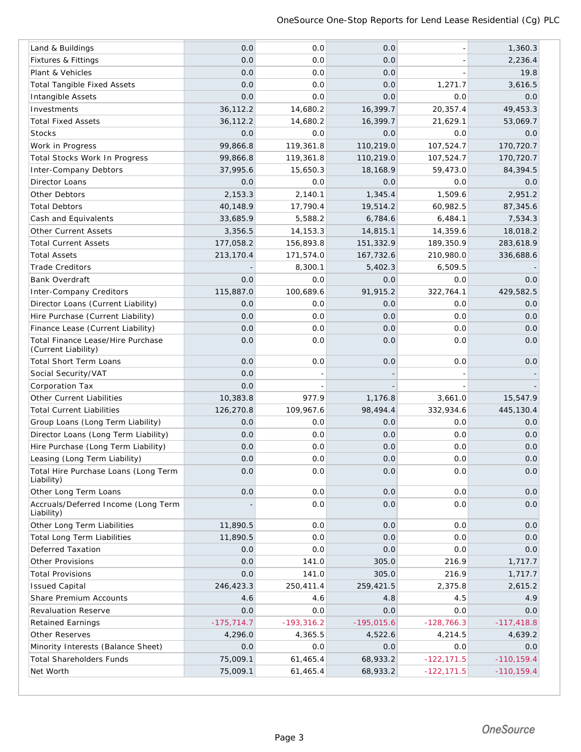| | | | | | |
|---|---|---|---|---|---|
| Land & Buildings | 0.0 | 0.0 | 0.0 | - | 1,360.3 |
| Fixtures & Fittings | 0.0 | 0.0 | 0.0 | - | 2,236.4 |
| Plant & Vehicles | 0.0 | 0.0 | 0.0 | - | 19.8 |
| Total Tangible Fixed Assets | 0.0 | 0.0 | 0.0 | 1,271.7 | 3,616.5 |
| Intangible Assets | 0.0 | 0.0 | 0.0 | 0.0 | 0.0 |
| Investments | 36,112.2 | 14,680.2 | 16,399.7 | 20,357.4 | 49,453.3 |
| Total Fixed Assets | 36,112.2 | 14,680.2 | 16,399.7 | 21,629.1 | 53,069.7 |
| Stocks | 0.0 | 0.0 | 0.0 | 0.0 | 0.0 |
| Work in Progress | 99,866.8 | 119,361.8 | 110,219.0 | 107,524.7 | 170,720.7 |
| Total Stocks Work In Progress | 99,866.8 | 119,361.8 | 110,219.0 | 107,524.7 | 170,720.7 |
| Inter-Company Debtors | 37,995.6 | 15,650.3 | 18,168.9 | 59,473.0 | 84,394.5 |
| Director Loans | 0.0 | 0.0 | 0.0 | 0.0 | 0.0 |
| Other Debtors | 2,153.3 | 2,140.1 | 1,345.4 | 1,509.6 | 2,951.2 |
| Total Debtors | 40,148.9 | 17,790.4 | 19,514.2 | 60,982.5 | 87,345.6 |
| Cash and Equivalents | 33,685.9 | 5,588.2 | 6,784.6 | 6,484.1 | 7,534.3 |
| Other Current Assets | 3,356.5 | 14,153.3 | 14,815.1 | 14,359.6 | 18,018.2 |
| Total Current Assets | 177,058.2 | 156,893.8 | 151,332.9 | 189,350.9 | 283,618.9 |
| Total Assets | 213,170.4 | 171,574.0 | 167,732.6 | 210,980.0 | 336,688.6 |
| Trade Creditors | - | 8,300.1 | 5,402.3 | 6,509.5 | - |
| Bank Overdraft | 0.0 | 0.0 | 0.0 | 0.0 | 0.0 |
| Inter-Company Creditors | 115,887.0 | 100,689.6 | 91,915.2 | 322,764.1 | 429,582.5 |
| Director Loans (Current Liability) | 0.0 | 0.0 | 0.0 | 0.0 | 0.0 |
| Hire Purchase (Current Liability) | 0.0 | 0.0 | 0.0 | 0.0 | 0.0 |
| Finance Lease (Current Liability) | 0.0 | 0.0 | 0.0 | 0.0 | 0.0 |
| Total Finance Lease/Hire Purchase (Current Liability) | 0.0 | 0.0 | 0.0 | 0.0 | 0.0 |
| Total Short Term Loans | 0.0 | 0.0 | 0.0 | 0.0 | 0.0 |
| Social Security/VAT | 0.0 | - | - | - | - |
| Corporation Tax | 0.0 | - | - | - | - |
| Other Current Liabilities | 10,383.8 | 977.9 | 1,176.8 | 3,661.0 | 15,547.9 |
| Total Current Liabilities | 126,270.8 | 109,967.6 | 98,494.4 | 332,934.6 | 445,130.4 |
| Group Loans (Long Term Liability) | 0.0 | 0.0 | 0.0 | 0.0 | 0.0 |
| Director Loans (Long Term Liability) | 0.0 | 0.0 | 0.0 | 0.0 | 0.0 |
| Hire Purchase (Long Term Liability) | 0.0 | 0.0 | 0.0 | 0.0 | 0.0 |
| Leasing (Long Term Liability) | 0.0 | 0.0 | 0.0 | 0.0 | 0.0 |
| Total Hire Purchase Loans (Long Term Liability) | 0.0 | 0.0 | 0.0 | 0.0 | 0.0 |
| Other Long Term Loans | 0.0 | 0.0 | 0.0 | 0.0 | 0.0 |
| Accruals/Deferred Income (Long Term Liability) | - | 0.0 | 0.0 | 0.0 | 0.0 |
| Other Long Term Liabilities | 11,890.5 | 0.0 | 0.0 | 0.0 | 0.0 |
| Total Long Term Liabilities | 11,890.5 | 0.0 | 0.0 | 0.0 | 0.0 |
| Deferred Taxation | 0.0 | 0.0 | 0.0 | 0.0 | 0.0 |
| Other Provisions | 0.0 | 141.0 | 305.0 | 216.9 | 1,717.7 |
| Total Provisions | 0.0 | 141.0 | 305.0 | 216.9 | 1,717.7 |
| Issued Capital | 246,423.3 | 250,411.4 | 259,421.5 | 2,375.8 | 2,615.2 |
| Share Premium Accounts | 4.6 | 4.6 | 4.8 | 4.5 | 4.9 |
| Revaluation Reserve | 0.0 | 0.0 | 0.0 | 0.0 | 0.0 |
| Retained Earnings | -175,714.7 | -193,316.2 | -195,015.6 | -128,766.3 | -117,418.8 |
| Other Reserves | 4,296.0 | 4,365.5 | 4,522.6 | 4,214.5 | 4,639.2 |
| Minority Interests (Balance Sheet) | 0.0 | 0.0 | 0.0 | 0.0 | 0.0 |
| Total Shareholders Funds | 75,009.1 | 61,465.4 | 68,933.2 | -122,171.5 | -110,159.4 |
| Net Worth | 75,009.1 | 61,465.4 | 68,933.2 | -122,171.5 | -110,159.4 |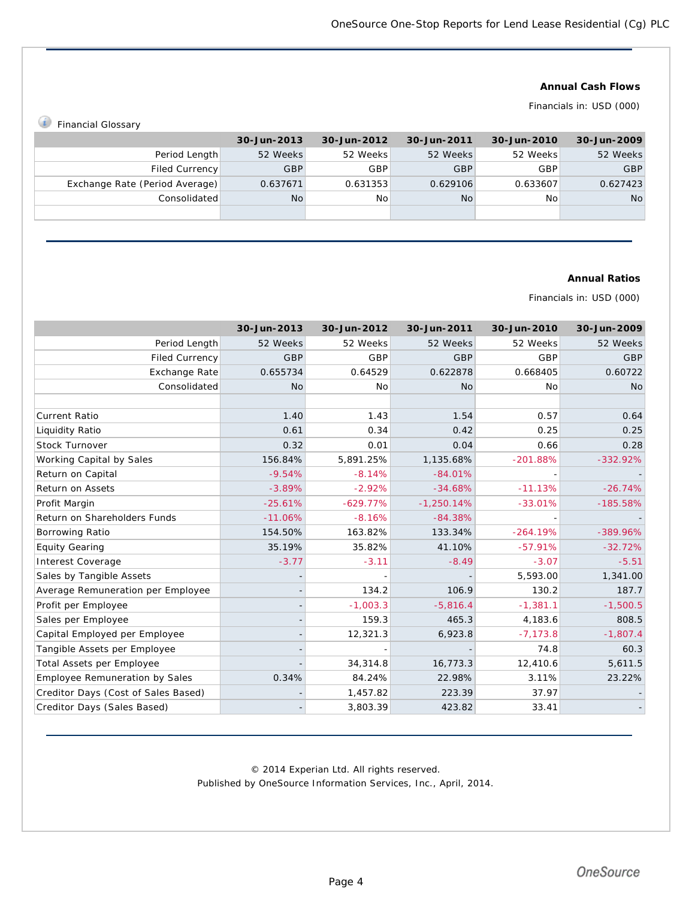## Annual Cash Flows

Financials in: USD (000)

Financial Glossary

| | 30-Jun-2013 | 30-Jun-2012 | 30-Jun-2011 | 30-Jun-2010 | 30-Jun-2009 |
|---|---|---|---|---|---|
| Period Length | 52 Weeks | 52 Weeks | 52 Weeks | 52 Weeks | 52 Weeks |
| Filed Currency | GBP | GBP | GBP | GBP | GBP |
| Exchange Rate (Period Average) | 0.637671 | 0.631353 | 0.629106 | 0.633607 | 0.627423 |
| Consolidated | No | No | No | No | No |

## Annual Ratios

Financials in: USD (000)

| | 30-Jun-2013 | 30-Jun-2012 | 30-Jun-2011 | 30-Jun-2010 | 30-Jun-2009 |
|---|---|---|---|---|---|
| Period Length | 52 Weeks | 52 Weeks | 52 Weeks | 52 Weeks | 52 Weeks |
| Filed Currency | GBP | GBP | GBP | GBP | GBP |
| Exchange Rate | 0.655734 | 0.64529 | 0.622878 | 0.668405 | 0.60722 |
| Consolidated | No | No | No | No | No |
| | | | | | |
| Current Ratio | 1.40 | 1.43 | 1.54 | 0.57 | 0.64 |
| Liquidity Ratio | 0.61 | 0.34 | 0.42 | 0.25 | 0.25 |
| Stock Turnover | 0.32 | 0.01 | 0.04 | 0.66 | 0.28 |
| Working Capital by Sales | 156.84% | 5,891.25% | 1,135.68% | -201.88% | -332.92% |
| Return on Capital | -9.54% | -8.14% | -84.01% | - | - |
| Return on Assets | -3.89% | -2.92% | -34.68% | -11.13% | -26.74% |
| Profit Margin | -25.61% | -629.77% | -1,250.14% | -33.01% | -185.58% |
| Return on Shareholders Funds | -11.06% | -8.16% | -84.38% | - | - |
| Borrowing Ratio | 154.50% | 163.82% | 133.34% | -264.19% | -389.96% |
| Equity Gearing | 35.19% | 35.82% | 41.10% | -57.91% | -32.72% |
| Interest Coverage | -3.77 | -3.11 | -8.49 | -3.07 | -5.51 |
| Sales by Tangible Assets | - | - | - | 5,593.00 | 1,341.00 |
| Average Remuneration per Employee | - | 134.2 | 106.9 | 130.2 | 187.7 |
| Profit per Employee | - | -1,003.3 | -5,816.4 | -1,381.1 | -1,500.5 |
| Sales per Employee | - | 159.3 | 465.3 | 4,183.6 | 808.5 |
| Capital Employed per Employee | - | 12,321.3 | 6,923.8 | -7,173.8 | -1,807.4 |
| Tangible Assets per Employee | - | - | - | 74.8 | 60.3 |
| Total Assets per Employee | - | 34,314.8 | 16,773.3 | 12,410.6 | 5,611.5 |
| Employee Remuneration by Sales | 0.34% | 84.24% | 22.98% | 3.11% | 23.22% |
| Creditor Days (Cost of Sales Based) | - | 1,457.82 | 223.39 | 37.97 | - |
| Creditor Days (Sales Based) | - | 3,803.39 | 423.82 | 33.41 | - |

© 2014 Experian Ltd. All rights reserved.
Published by OneSource Information Services, Inc., April, 2014.